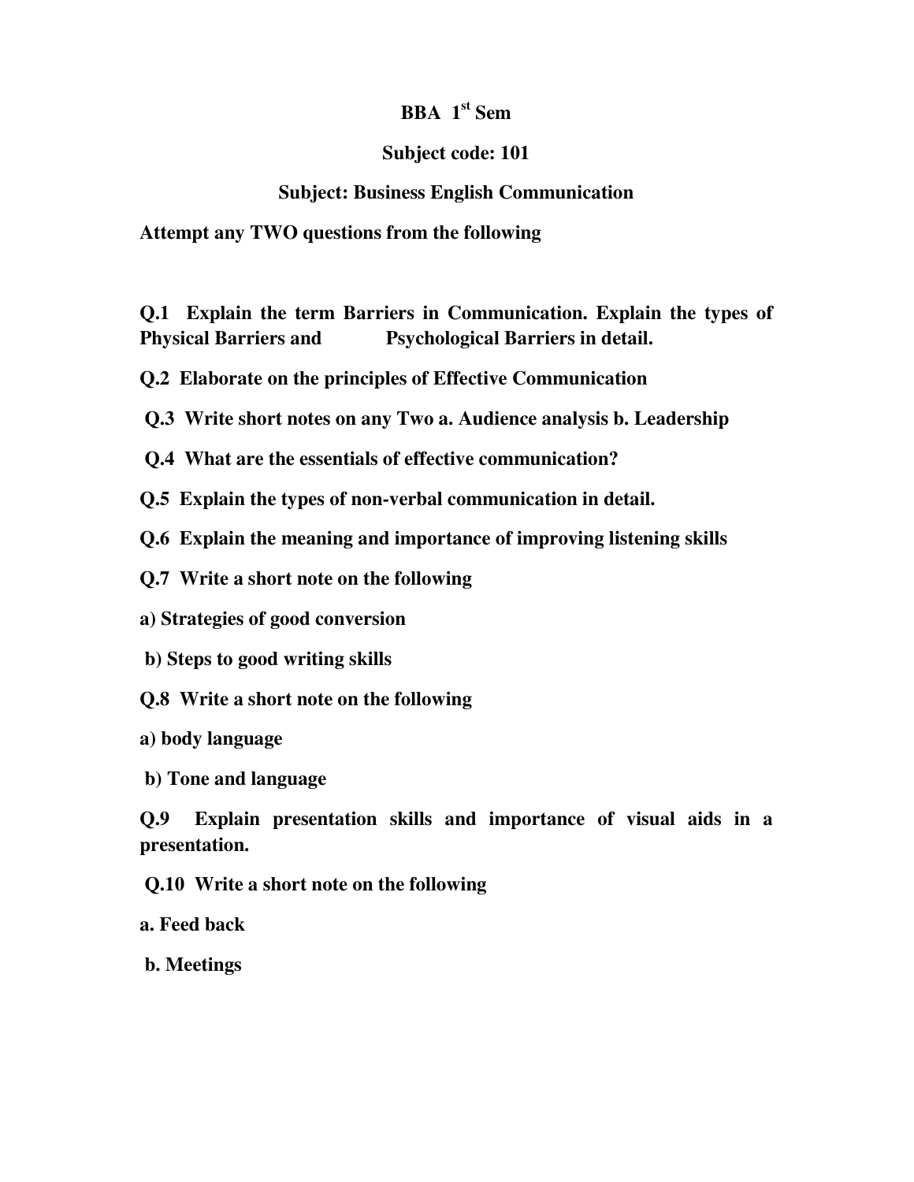# BBA 1st Sem

## Subject code: 101

## Subject: Business English Communication

**Attempt any TWO questions from the following**

**Q.1 Explain the term Barriers in Communication. Explain the types of Physical Barriers and Psychological Barriers in detail.**

**Q.2 Elaborate on the principles of Effective Communication**

**Q.3 Write short notes on any Two a. Audience analysis b. Leadership**

**Q.4 What are the essentials of effective communication?**

**Q.5 Explain the types of non-verbal communication in detail.**

**Q.6 Explain the meaning and importance of improving listening skills**

**Q.7 Write a short note on the following**

**a) Strategies of good conversion**

**b) Steps to good writing skills**

**Q.8 Write a short note on the following**

**a) body language**

**b) Tone and language**

**Q.9 Explain presentation skills and importance of visual aids in a presentation.**

**Q.10 Write a short note on the following**

**a. Feed back**

**b. Meetings**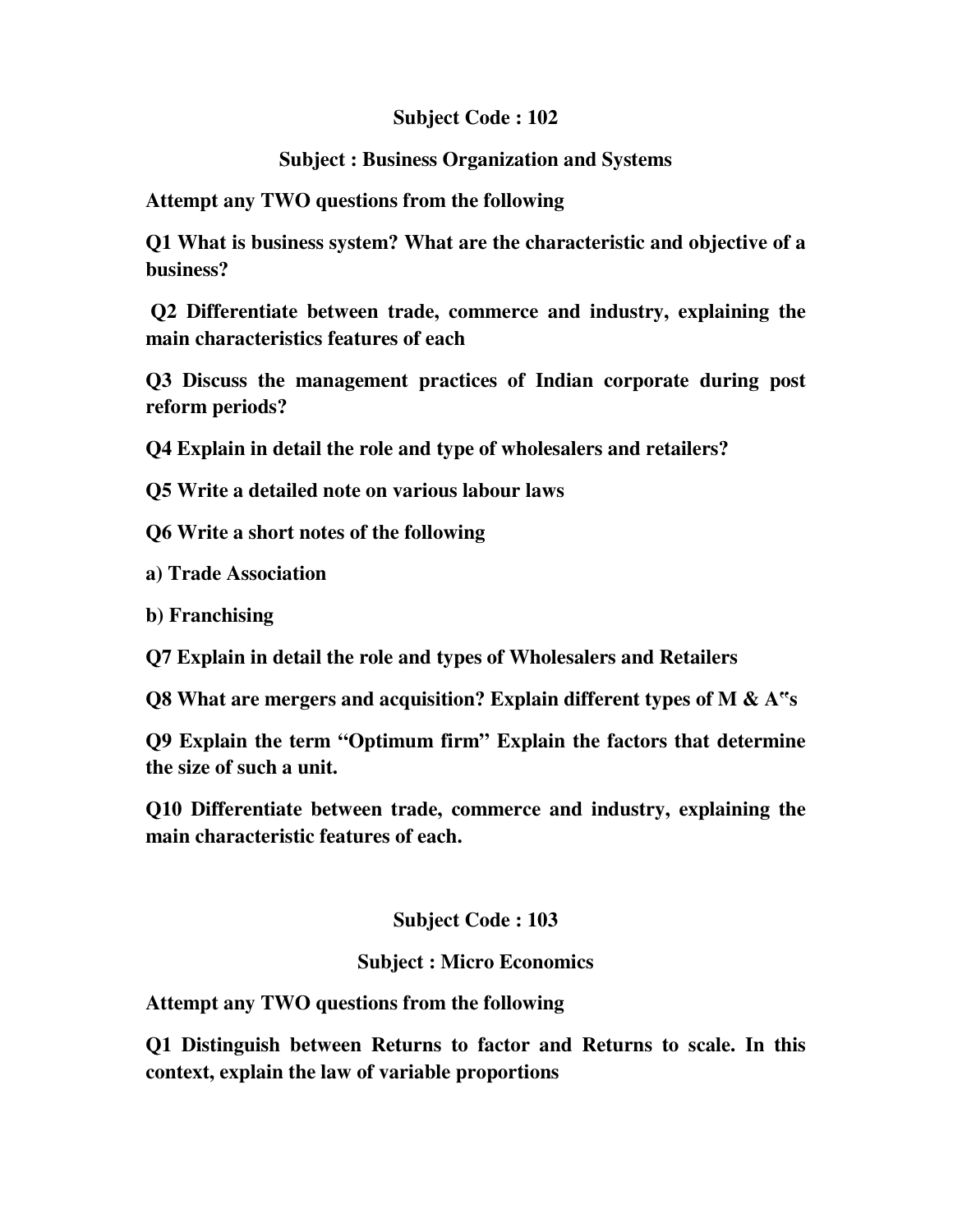## Subject Code : 102

## Subject : Business Organization and Systems

**Attempt any TWO questions from the following**

**Q1 What is business system? What are the characteristic and objective of a business?**

**Q2 Differentiate between trade, commerce and industry, explaining the main characteristics features of each**

**Q3 Discuss the management practices of Indian corporate during post reform periods?**

**Q4 Explain in detail the role and type of wholesalers and retailers?**

**Q5 Write a detailed note on various labour laws**

**Q6 Write a short notes of the following**

**a) Trade Association**

**b) Franchising**

**Q7 Explain in detail the role and types of Wholesalers and Retailers**

**Q8 What are mergers and acquisition? Explain different types of M & A"s**

**Q9 Explain the term "Optimum firm" Explain the factors that determine the size of such a unit.**

**Q10 Differentiate between trade, commerce and industry, explaining the main characteristic features of each.**

## Subject Code : 103

## Subject : Micro Economics

**Attempt any TWO questions from the following**

**Q1 Distinguish between Returns to factor and Returns to scale. In this context, explain the law of variable proportions**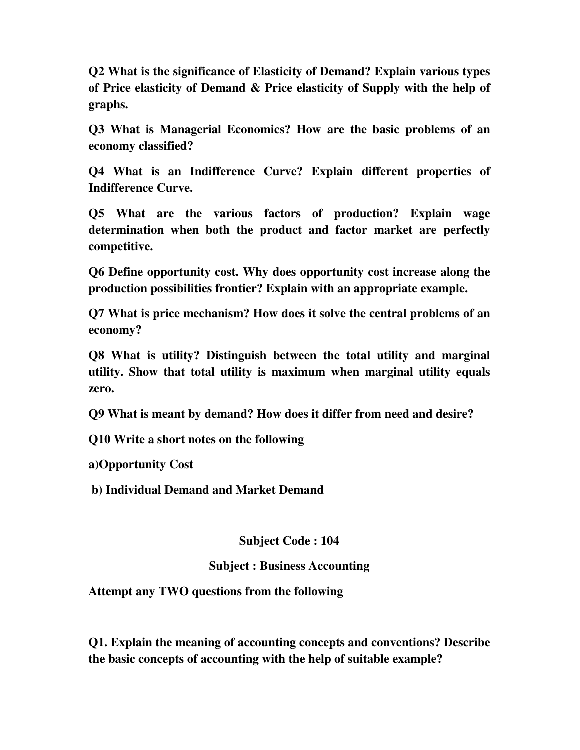**Q2 What is the significance of Elasticity of Demand? Explain various types of Price elasticity of Demand & Price elasticity of Supply with the help of graphs.**

**Q3 What is Managerial Economics? How are the basic problems of an economy classified?**

**Q4 What is an Indifference Curve? Explain different properties of Indifference Curve.**

**Q5 What are the various factors of production? Explain wage determination when both the product and factor market are perfectly competitive.**

**Q6 Define opportunity cost. Why does opportunity cost increase along the production possibilities frontier? Explain with an appropriate example.**

**Q7 What is price mechanism? How does it solve the central problems of an economy?**

**Q8 What is utility? Distinguish between the total utility and marginal utility. Show that total utility is maximum when marginal utility equals zero.**

**Q9 What is meant by demand? How does it differ from need and desire?**

**Q10 Write a short notes on the following**

**a)Opportunity Cost**

**b) Individual Demand and Market Demand**

**Subject Code : 104**

**Subject : Business Accounting**

**Attempt any TWO questions from the following**

**Q1. Explain the meaning of accounting concepts and conventions? Describe the basic concepts of accounting with the help of suitable example?**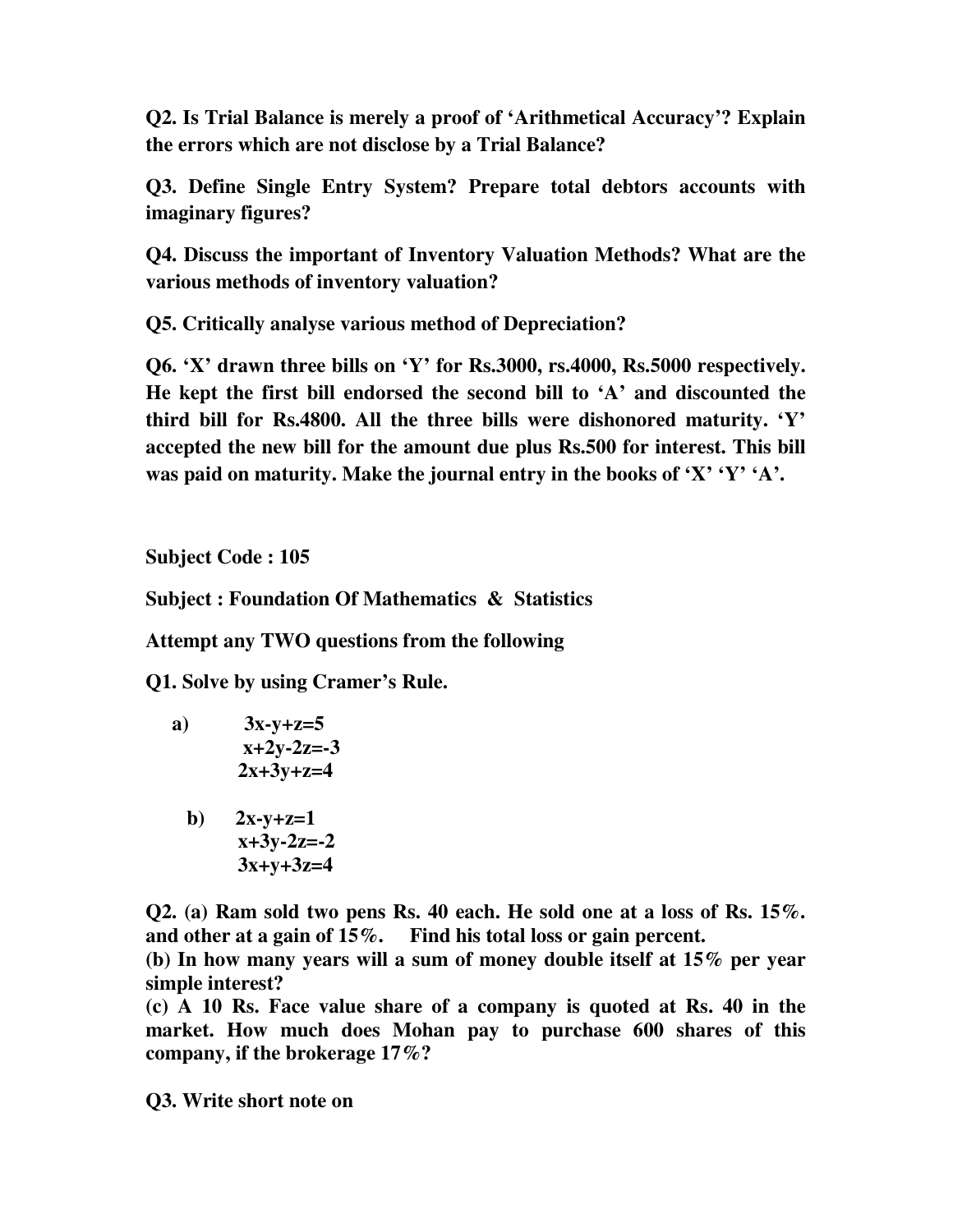**Q2. Is Trial Balance is merely a proof of 'Arithmetical Accuracy'? Explain the errors which are not disclose by a Trial Balance?**

**Q3. Define Single Entry System? Prepare total debtors accounts with imaginary figures?**

**Q4. Discuss the important of Inventory Valuation Methods? What are the various methods of inventory valuation?**

**Q5. Critically analyse various method of Depreciation?**

**Q6. 'X' drawn three bills on 'Y' for Rs.3000, rs.4000, Rs.5000 respectively. He kept the first bill endorsed the second bill to 'A' and discounted the third bill for Rs.4800. All the three bills were dishonored maturity. 'Y' accepted the new bill for the amount due plus Rs.500 for interest. This bill was paid on maturity. Make the journal entry in the books of 'X' 'Y' 'A'.**

**Subject Code : 105**

**Subject : Foundation Of Mathematics & Statistics**

**Attempt any TWO questions from the following**

**Q1. Solve by using Cramer's Rule.**

a)
$$3x-y+z=5$$
$$x+2y-2z=-3$$
$$2x+3y+z=4$$

b)
$$2x-y+z=1$$
$$x+3y-2z=-2$$
$$3x+y+3z=4$$

**Q2. (a) Ram sold two pens Rs. 40 each. He sold one at a loss of Rs. 15%. and other at a gain of 15%. Find his total loss or gain percent.**
**(b) In how many years will a sum of money double itself at 15% per year simple interest?**
**(c) A 10 Rs. Face value share of a company is quoted at Rs. 40 in the market. How much does Mohan pay to purchase 600 shares of this company, if the brokerage 17%?**

**Q3. Write short note on**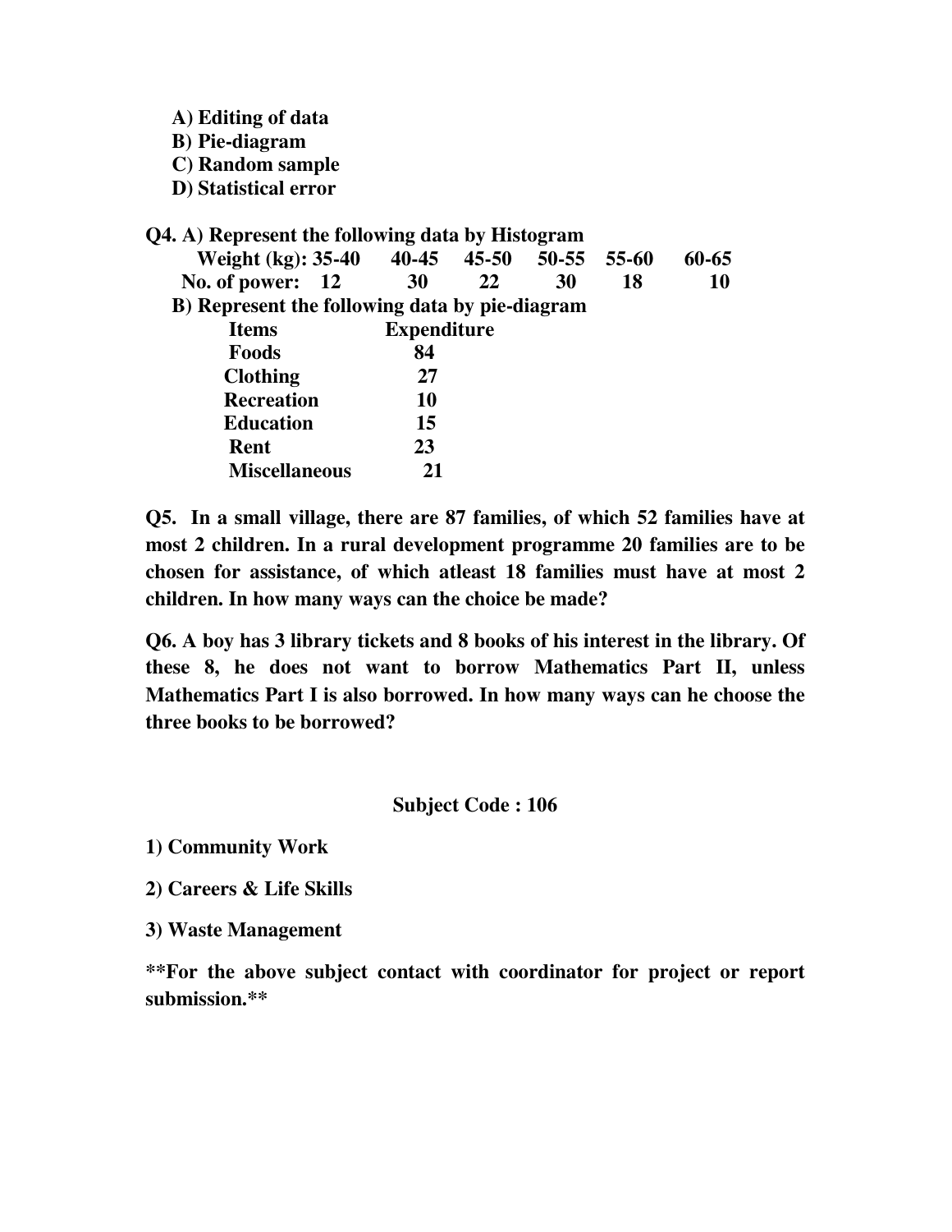**A) Editing of data**
**B) Pie-diagram**
**C) Random sample**
**D) Statistical error**

**Q4. A) Represent the following data by Histogram**

| Weight (kg): | 35-40 | 40-45 | 45-50 | 50-55 | 55-60 | 60-65 |
|---|---|---|---|---|---|---|
| No. of power: | 12 | 30 | 22 | 30 | 18 | 10 |

**B) Represent the following data by pie-diagram**

| Items | Expenditure |
|---|---|
| Foods | 84 |
| Clothing | 27 |
| Recreation | 10 |
| Education | 15 |
| Rent | 23 |
| Miscellaneous | 21 |

**Q5. In a small village, there are 87 families, of which 52 families have at most 2 children. In a rural development programme 20 families are to be chosen for assistance, of which atleast 18 families must have at most 2 children. In how many ways can the choice be made?**

**Q6. A boy has 3 library tickets and 8 books of his interest in the library. Of these 8, he does not want to borrow Mathematics Part II, unless Mathematics Part I is also borrowed. In how many ways can he choose the three books to be borrowed?**

## Subject Code : 106

**1) Community Work**

**2) Careers & Life Skills**

**3) Waste Management**

****For the above subject contact with coordinator for project or report submission.****